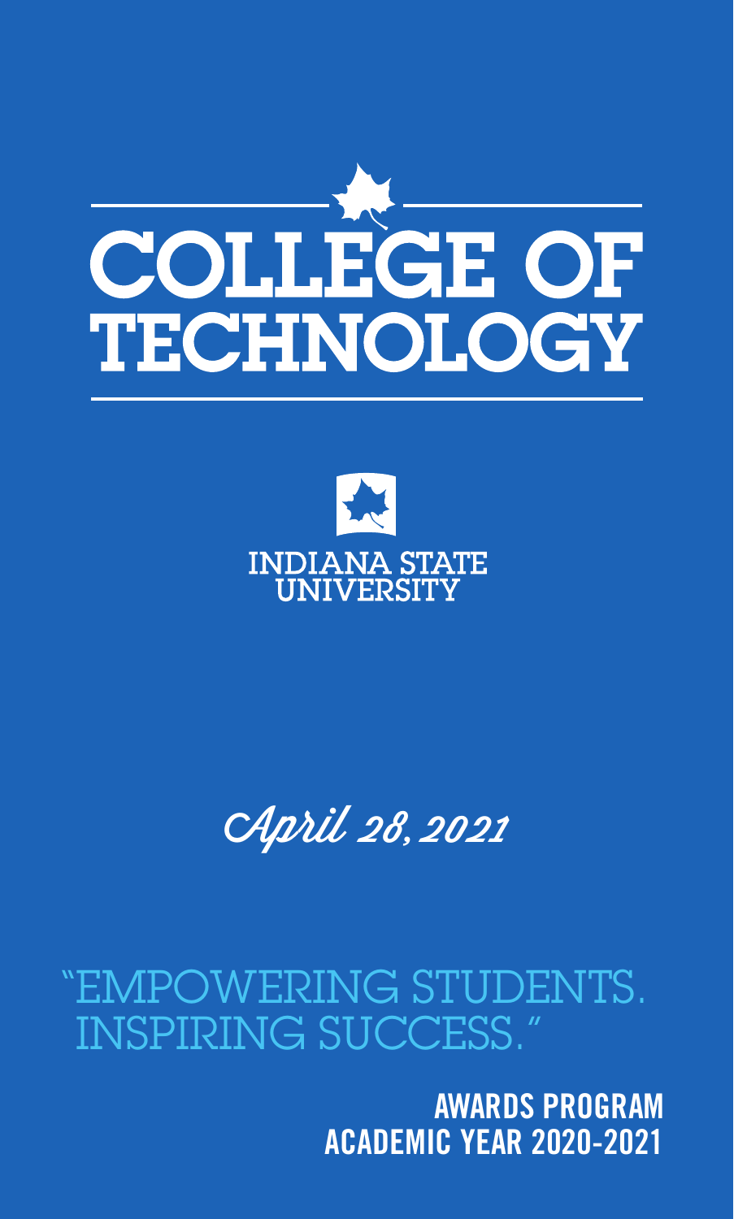# COLLEGE OF TECHNOLOGY

INDIANA STATE UNIVERSITY

*April 28, 2021*

"EMPOWERING STUDENTS. INSPIRING SUCCESS."

**AWARDS PROGRAM**
**ACADEMIC YEAR 2020-2021**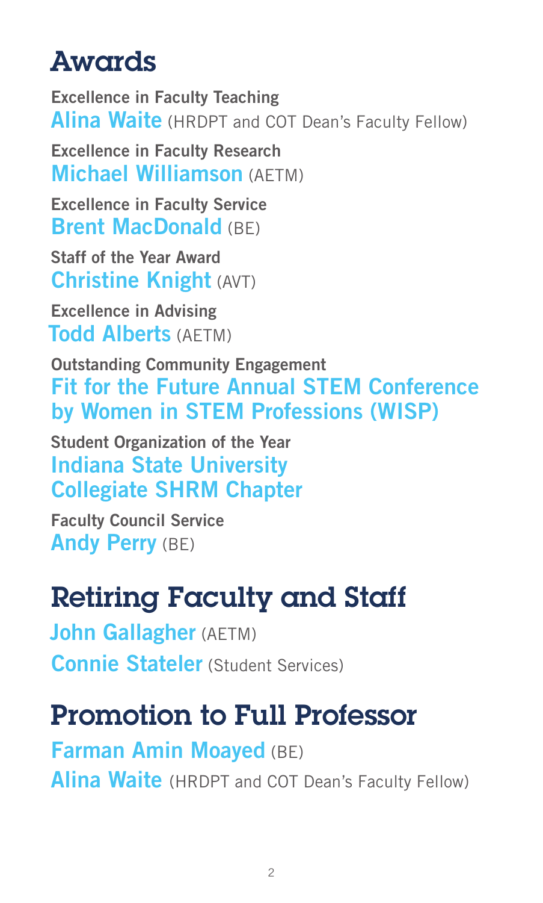# Awards

**Excellence in Faculty Teaching**
**Alina Waite** (HRDPT and COT Dean's Faculty Fellow)

**Excellence in Faculty Research**
**Michael Williamson** (AETM)

**Excellence in Faculty Service**
**Brent MacDonald** (BE)

**Staff of the Year Award**
**Christine Knight** (AVT)

**Excellence in Advising**
**Todd Alberts** (AETM)

**Outstanding Community Engagement**
**Fit for the Future Annual STEM Conference by Women in STEM Professions (WISP)**

**Student Organization of the Year**
**Indiana State University Collegiate SHRM Chapter**

**Faculty Council Service**
**Andy Perry** (BE)

# Retiring Faculty and Staff

**John Gallagher** (AETM)
**Connie Stateler** (Student Services)

# Promotion to Full Professor

**Farman Amin Moayed** (BE)
**Alina Waite** (HRDPT and COT Dean's Faculty Fellow)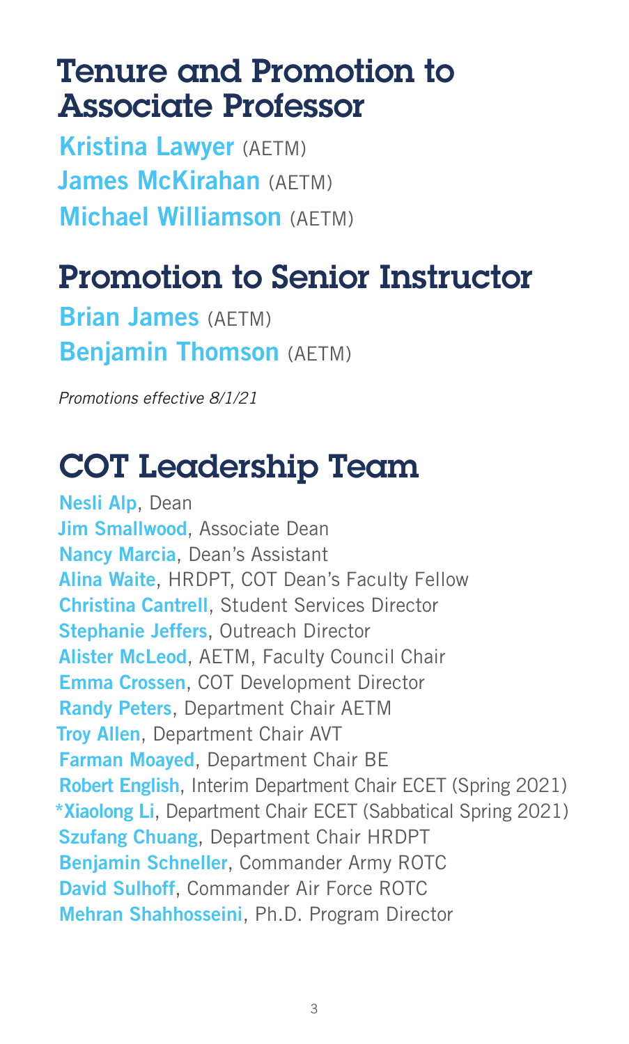## Tenure and Promotion to Associate Professor

**Kristina Lawyer** (AETM)
**James McKirahan** (AETM)
**Michael Williamson** (AETM)

## Promotion to Senior Instructor

**Brian James** (AETM)
**Benjamin Thomson** (AETM)

*Promotions effective 8/1/21*

## COT Leadership Team

**Nesli Alp**, Dean
**Jim Smallwood**, Associate Dean
**Nancy Marcia**, Dean's Assistant
**Alina Waite**, HRDPT, COT Dean's Faculty Fellow
**Christina Cantrell**, Student Services Director
**Stephanie Jeffers**, Outreach Director
**Alister McLeod**, AETM, Faculty Council Chair
**Emma Crossen**, COT Development Director
**Randy Peters**, Department Chair AETM
**Troy Allen**, Department Chair AVT
**Farman Moayed**, Department Chair BE
**Robert English**, Interim Department Chair ECET (Spring 2021)
***Xiaolong Li**, Department Chair ECET (Sabbatical Spring 2021)
**Szufang Chuang**, Department Chair HRDPT
**Benjamin Schneller**, Commander Army ROTC
**David Sulhoff**, Commander Air Force ROTC
**Mehran Shahhosseini**, Ph.D. Program Director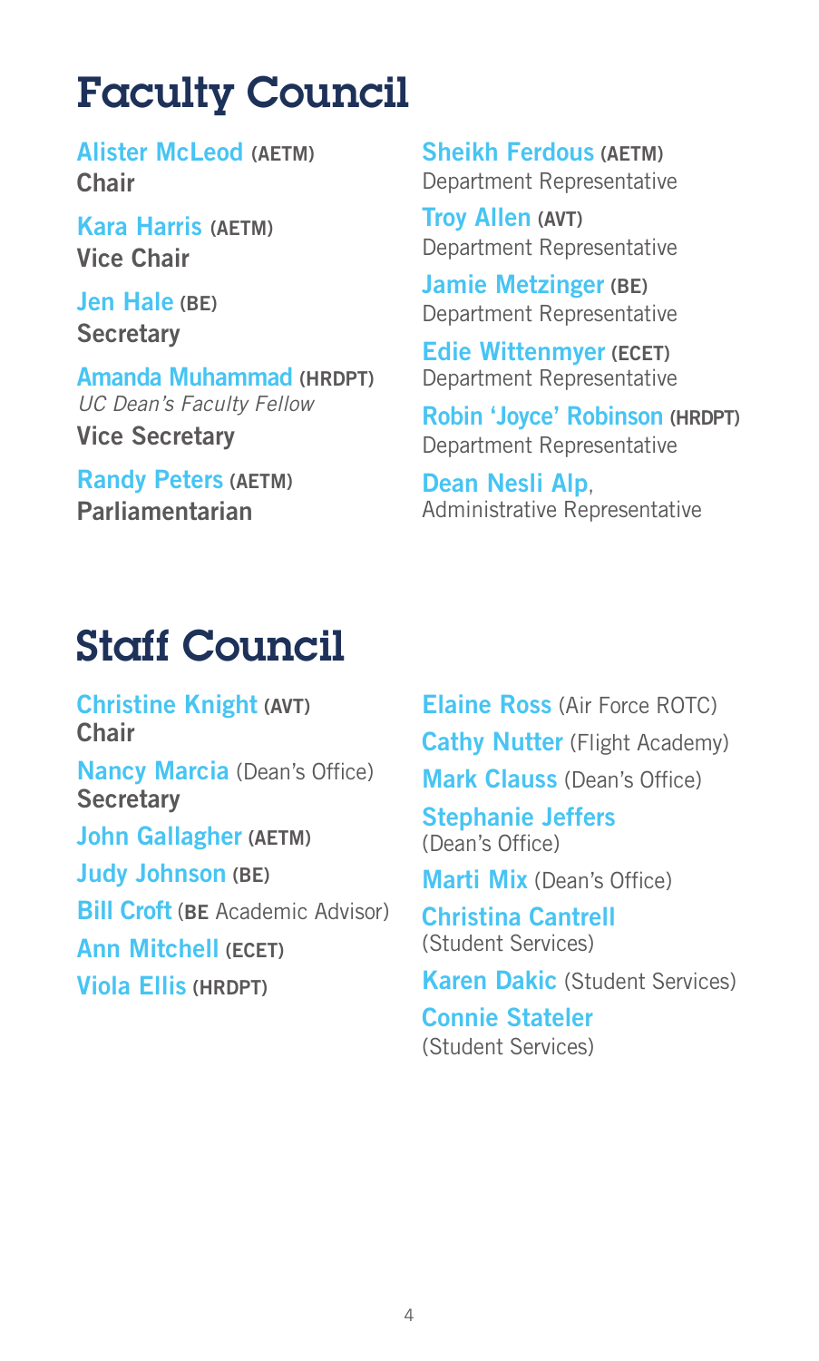# Faculty Council

**Alister McLeod** **(AETM)**
**Chair**

**Kara Harris** **(AETM)**
**Vice Chair**

**Jen Hale** **(BE)**
**Secretary**

**Amanda Muhammad** **(HRDPT)**
*UC Dean's Faculty Fellow*
**Vice Secretary**

**Randy Peters** **(AETM)**
**Parliamentarian**

**Sheikh Ferdous** **(AETM)**
Department Representative

**Troy Allen** **(AVT)**
Department Representative

**Jamie Metzinger** **(BE)**
Department Representative

**Edie Wittenmyer** **(ECET)**
Department Representative

**Robin 'Joyce' Robinson** **(HRDPT)**
Department Representative

**Dean Nesli Alp**,
Administrative Representative

# Staff Council

**Christine Knight** **(AVT)**
**Chair**

**Nancy Marcia** (Dean's Office)
**Secretary**

**John Gallagher** **(AETM)**

**Judy Johnson** **(BE)**

**Bill Croft** (**BE** Academic Advisor)

**Ann Mitchell** **(ECET)**

**Viola Ellis** **(HRDPT)**

**Elaine Ross** (Air Force ROTC)

**Cathy Nutter** (Flight Academy)

**Mark Clauss** (Dean's Office)

**Stephanie Jeffers**
(Dean's Office)

**Marti Mix** (Dean's Office)

**Christina Cantrell**
(Student Services)

**Karen Dakic** (Student Services)

**Connie Stateler**
(Student Services)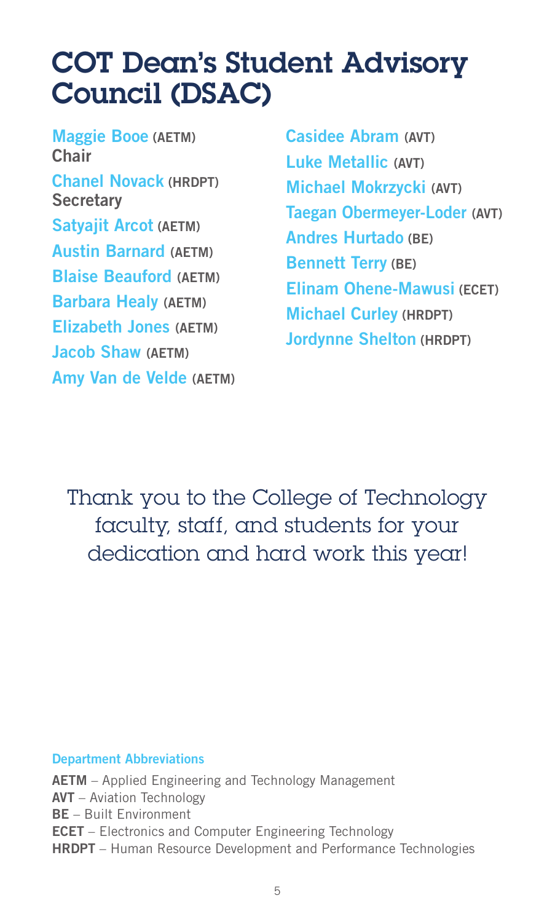# COT Dean's Student Advisory Council (DSAC)

**Maggie Booe** (AETM)
**Chair**

**Chanel Novack** (HRDPT)
**Secretary**

**Satyajit Arcot** (AETM)

**Austin Barnard** (AETM)

**Blaise Beauford** (AETM)

**Barbara Healy** (AETM)

**Elizabeth Jones** (AETM)

**Jacob Shaw** (AETM)

**Amy Van de Velde** (AETM)

**Casidee Abram** (AVT)

**Luke Metallic** (AVT)

**Michael Mokrzycki** (AVT)

**Taegan Obermeyer-Loder** (AVT)

**Andres Hurtado** (BE)

**Bennett Terry** (BE)

**Elinam Ohene-Mawusi** (ECET)

**Michael Curley** (HRDPT)

**Jordynne Shelton** (HRDPT)

Thank you to the College of Technology faculty, staff, and students for your dedication and hard work this year!

**Department Abbreviations**

**AETM** – Applied Engineering and Technology Management
**AVT** – Aviation Technology
**BE** – Built Environment
**ECET** – Electronics and Computer Engineering Technology
**HRDPT** – Human Resource Development and Performance Technologies